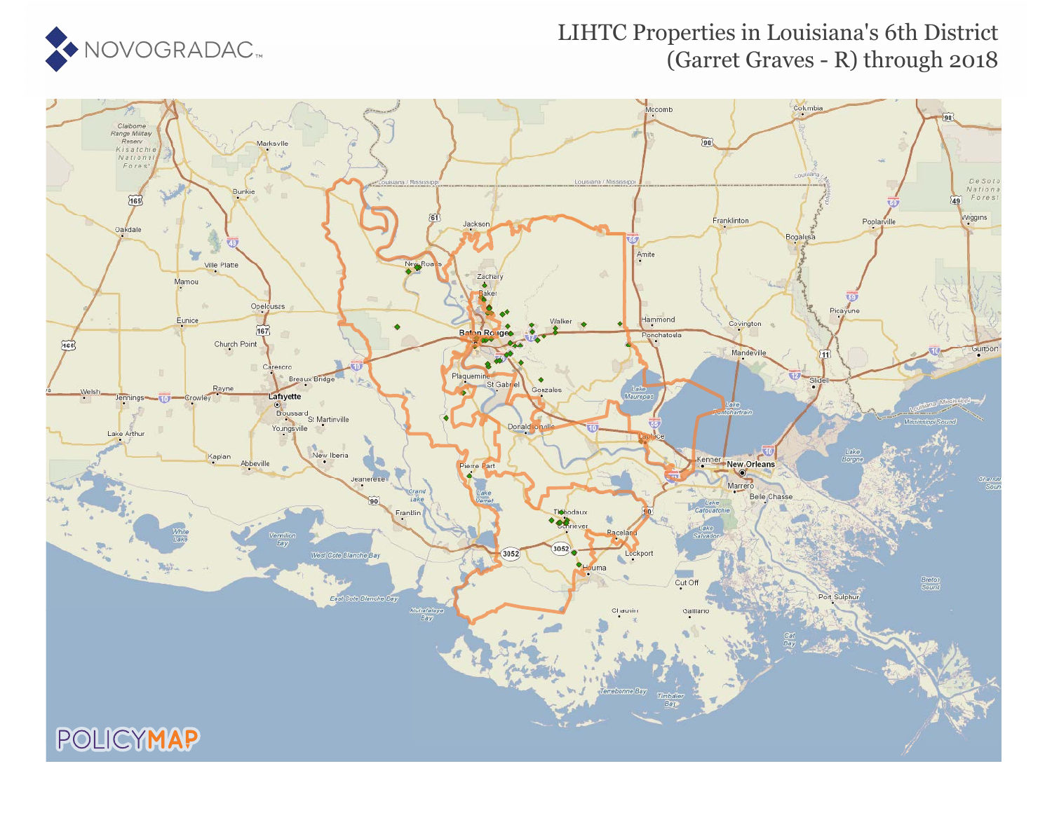# LIHTC Properties in Louisiana's 6th District (Garret Graves - R) through 2018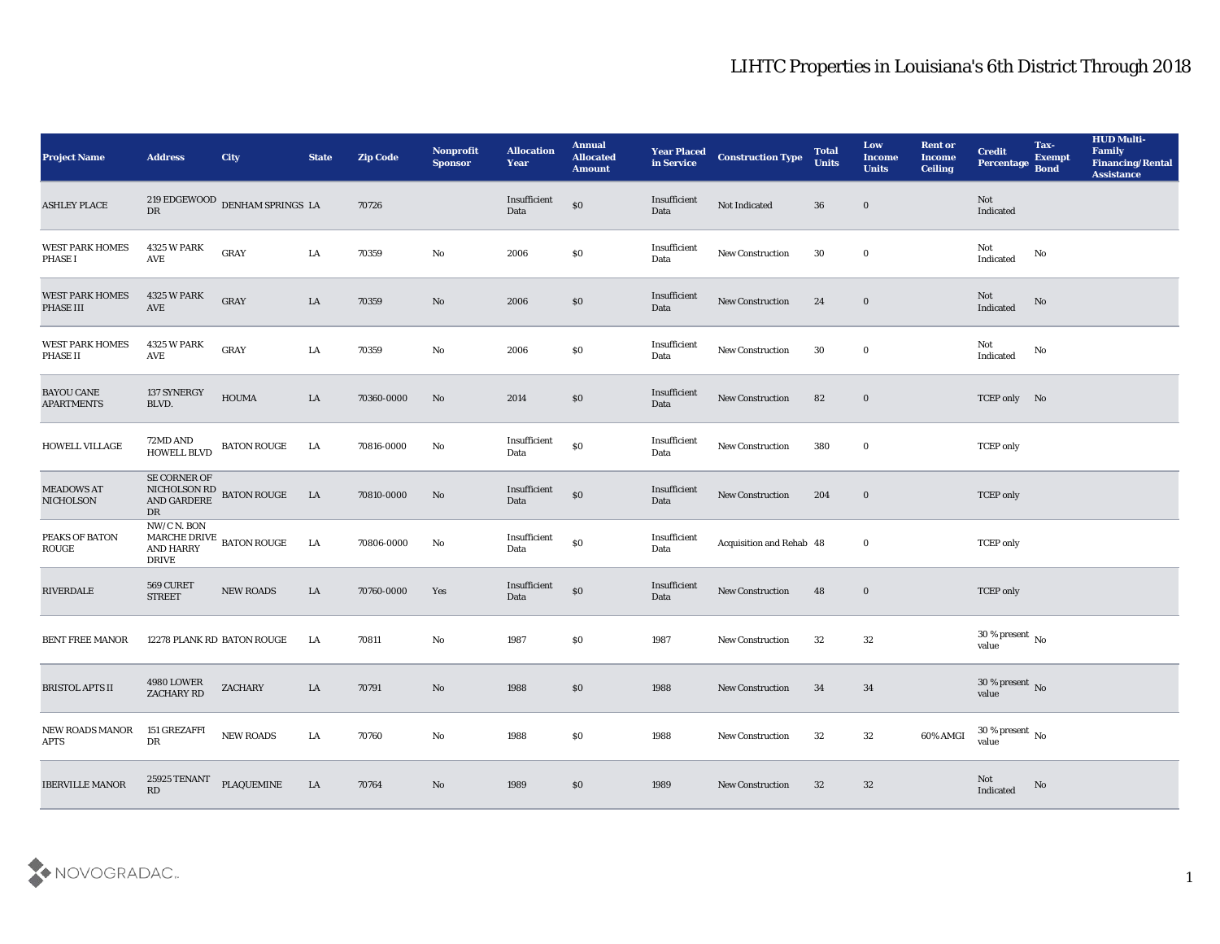# LIHTC Properties in Louisiana's 6th District Through 2018

| Project Name | Address | City | State | Zip Code | Nonprofit Sponsor | Allocation Year | Annual Allocated Amount | Year Placed in Service | Construction Type | Total Units | Low Income Units | Rent or Income Ceiling | Credit Percentage | Tax-Exempt Bond | HUD Multi-Family Financing/Rental Assistance |
|---|---|---|---|---|---|---|---|---|---|---|---|---|---|---|---|
| ASHLEY PLACE | 219 EDGEWOOD DR | DENHAM SPRINGS | LA | 70726 | | Insufficient Data | $0 | Insufficient Data | Not Indicated | 36 | 0 | | Not Indicated | | |
| WEST PARK HOMES PHASE I | 4325 W PARK AVE | GRAY | LA | 70359 | No | 2006 | $0 | Insufficient Data | New Construction | 30 | 0 | | Not Indicated | No | |
| WEST PARK HOMES PHASE III | 4325 W PARK AVE | GRAY | LA | 70359 | No | 2006 | $0 | Insufficient Data | New Construction | 24 | 0 | | Not Indicated | No | |
| WEST PARK HOMES PHASE II | 4325 W PARK AVE | GRAY | LA | 70359 | No | 2006 | $0 | Insufficient Data | New Construction | 30 | 0 | | Not Indicated | No | |
| BAYOU CANE APARTMENTS | 137 SYNERGY BLVD. | HOUMA | LA | 70360-0000 | No | 2014 | $0 | Insufficient Data | New Construction | 82 | 0 | | TCEP only | No | |
| HOWELL VILLAGE | 72MD AND HOWELL BLVD | BATON ROUGE | LA | 70816-0000 | No | Insufficient Data | $0 | Insufficient Data | New Construction | 380 | 0 | | TCEP only | | |
| MEADOWS AT NICHOLSON | SE CORNER OF NICHOLSON RD AND GARDERE DR | BATON ROUGE | LA | 70810-0000 | No | Insufficient Data | $0 | Insufficient Data | New Construction | 204 | 0 | | TCEP only | | |
| PEAKS OF BATON ROUGE | NW/C N. BON MARCHE DRIVE AND HARRY DRIVE | BATON ROUGE | LA | 70806-0000 | No | Insufficient Data | $0 | Insufficient Data | Acquisition and Rehab | 48 | 0 | | TCEP only | | |
| RIVERDALE | 569 CURET STREET | NEW ROADS | LA | 70760-0000 | Yes | Insufficient Data | $0 | Insufficient Data | New Construction | 48 | 0 | | TCEP only | | |
| BENT FREE MANOR | 12278 PLANK RD | BATON ROUGE | LA | 70811 | No | 1987 | $0 | 1987 | New Construction | 32 | 32 | | 30 % present value | No | |
| BRISTOL APTS II | 4980 LOWER ZACHARY RD | ZACHARY | LA | 70791 | No | 1988 | $0 | 1988 | New Construction | 34 | 34 | | 30 % present value | No | |
| NEW ROADS MANOR APTS | 151 GREZAFFI DR | NEW ROADS | LA | 70760 | No | 1988 | $0 | 1988 | New Construction | 32 | 32 | 60% AMGI | 30 % present value | No | |
| IBERVILLE MANOR | 25925 TENANT RD | PLAQUEMINE | LA | 70764 | No | 1989 | $0 | 1989 | New Construction | 32 | 32 | | Not Indicated | No | |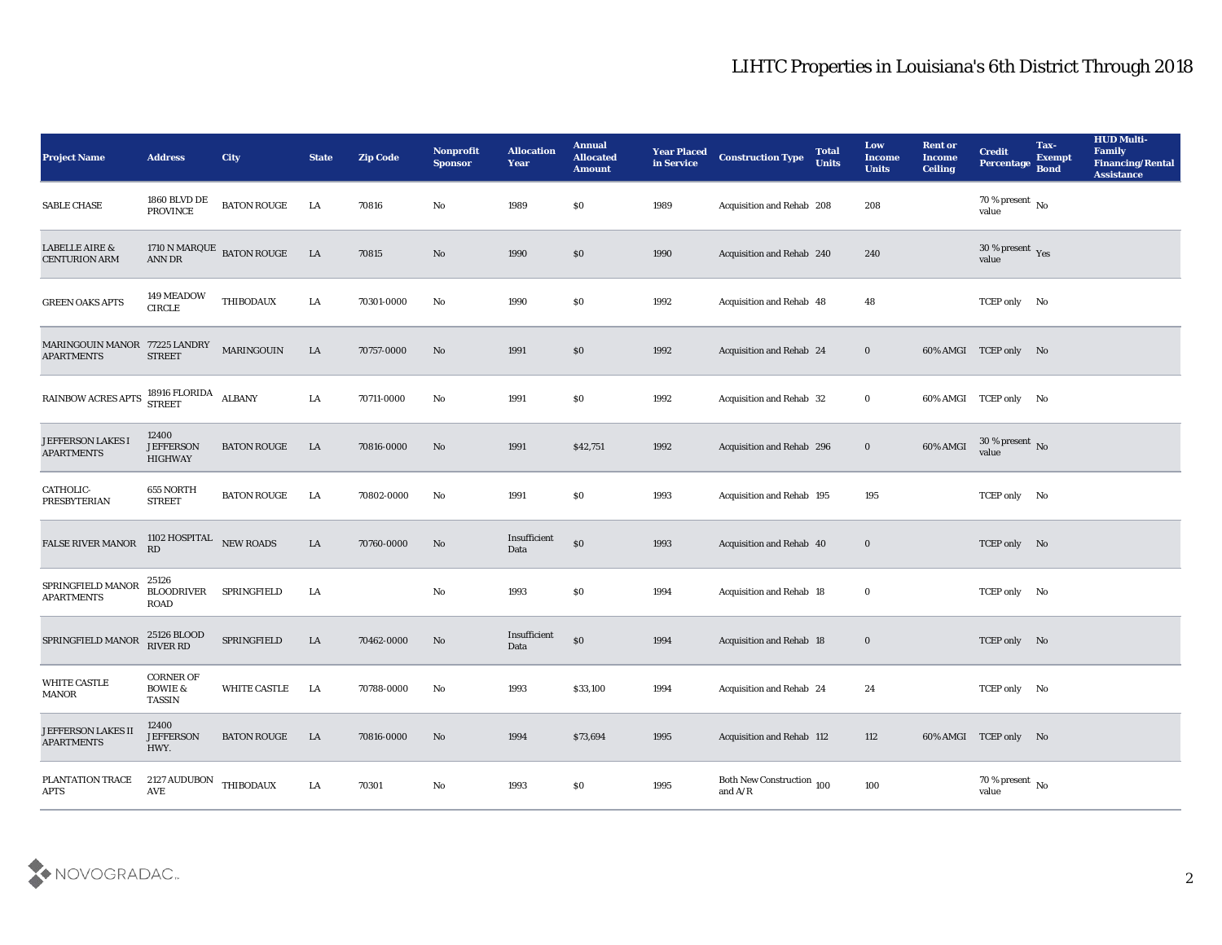# LIHTC Properties in Louisiana's 6th District Through 2018

| Project Name | Address | City | State | Zip Code | Nonprofit Sponsor | Allocation Year | Annual Allocated Amount | Year Placed in Service | Construction Type | Total Units | Low Income Units | Rent or Income Ceiling | Credit Percentage | Tax-Exempt Bond | HUD Multi-Family Financing/Rental Assistance |
|---|---|---|---|---|---|---|---|---|---|---|---|---|---|---|---|
| SABLE CHASE | 1860 BLVD DE PROVINCE | BATON ROUGE | LA | 70816 | No | 1989 | $0 | 1989 | Acquisition and Rehab | 208 | 208 | | 70 % present value | No | |
| LABELLE AIRE & CENTURION ARM | 1710 N MARQUE ANN DR | BATON ROUGE | LA | 70815 | No | 1990 | $0 | 1990 | Acquisition and Rehab | 240 | 240 | | 30 % present value | Yes | |
| GREEN OAKS APTS | 149 MEADOW CIRCLE | THIBODAUX | LA | 70301-0000 | No | 1990 | $0 | 1992 | Acquisition and Rehab | 48 | 48 | | TCEP only | No | |
| MARINGOUIN MANOR APARTMENTS | 77225 LANDRY STREET | MARINGOUIN | LA | 70757-0000 | No | 1991 | $0 | 1992 | Acquisition and Rehab | 24 | 0 | 60% AMGI | TCEP only | No | |
| RAINBOW ACRES APTS | 18916 FLORIDA STREET | ALBANY | LA | 70711-0000 | No | 1991 | $0 | 1992 | Acquisition and Rehab | 32 | 0 | 60% AMGI | TCEP only | No | |
| JEFFERSON LAKES I APARTMENTS | 12400 JEFFERSON HIGHWAY | BATON ROUGE | LA | 70816-0000 | No | 1991 | $42,751 | 1992 | Acquisition and Rehab | 296 | 0 | 60% AMGI | 30 % present value | No | |
| CATHOLIC-PRESBYTERIAN | 655 NORTH STREET | BATON ROUGE | LA | 70802-0000 | No | 1991 | $0 | 1993 | Acquisition and Rehab | 195 | 195 | | TCEP only | No | |
| FALSE RIVER MANOR | 1102 HOSPITAL RD | NEW ROADS | LA | 70760-0000 | No | Insufficient Data | $0 | 1993 | Acquisition and Rehab | 40 | 0 | | TCEP only | No | |
| SPRINGFIELD MANOR APARTMENTS | 25126 BLOODRIVER ROAD | SPRINGFIELD | LA | | No | 1993 | $0 | 1994 | Acquisition and Rehab | 18 | 0 | | TCEP only | No | |
| SPRINGFIELD MANOR | 25126 BLOOD RIVER RD | SPRINGFIELD | LA | 70462-0000 | No | Insufficient Data | $0 | 1994 | Acquisition and Rehab | 18 | 0 | | TCEP only | No | |
| WHITE CASTLE MANOR | CORNER OF BOWIE & TASSIN | WHITE CASTLE | LA | 70788-0000 | No | 1993 | $33,100 | 1994 | Acquisition and Rehab | 24 | 24 | | TCEP only | No | |
| JEFFERSON LAKES II APARTMENTS | 12400 JEFFERSON HWY. | BATON ROUGE | LA | 70816-0000 | No | 1994 | $73,694 | 1995 | Acquisition and Rehab | 112 | 112 | 60% AMGI | TCEP only | No | |
| PLANTATION TRACE APTS | 2127 AUDUBON AVE | THIBODAUX | LA | 70301 | No | 1993 | $0 | 1995 | Both New Construction and A/R | 100 | 100 | | 70 % present value | No | |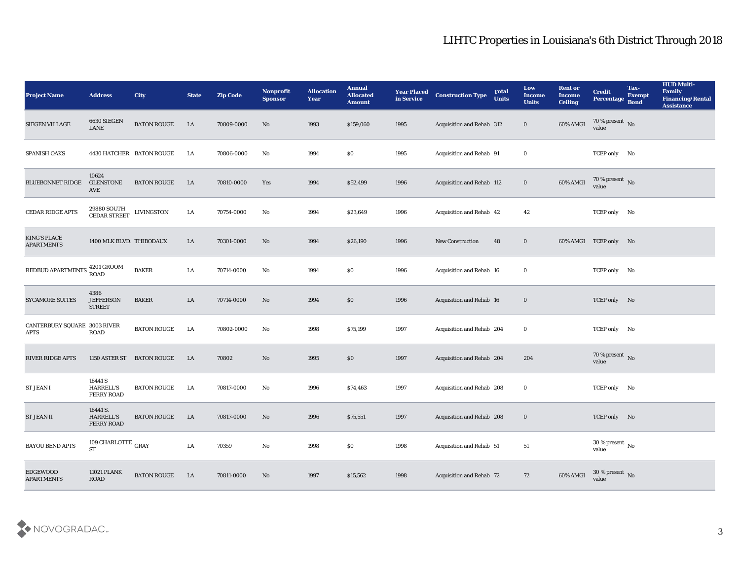# LIHTC Properties in Louisiana's 6th District Through 2018

| Project Name | Address | City | State | Zip Code | Nonprofit Sponsor | Allocation Year | Annual Allocated Amount | Year Placed in Service | Construction Type | Total Units | Low Income Units | Rent or Income Ceiling | Credit Percentage | Tax-Exempt Bond | HUD Multi-Family Financing/Rental Assistance |
|---|---|---|---|---|---|---|---|---|---|---|---|---|---|---|---|
| SIEGEN VILLAGE | 6630 SIEGEN LANE | BATON ROUGE | LA | 70809-0000 | No | 1993 | $159,060 | 1995 | Acquisition and Rehab | 312 | 0 | 60% AMGI | 70 % present value | No | |
| SPANISH OAKS | 4430 HATCHER | BATON ROUGE | LA | 70806-0000 | No | 1994 | $0 | 1995 | Acquisition and Rehab | 91 | 0 | | TCEP only | No | |
| BLUEBONNET RIDGE | 10624 GLENSTONE AVE | BATON ROUGE | LA | 70810-0000 | Yes | 1994 | $52,499 | 1996 | Acquisition and Rehab | 112 | 0 | 60% AMGI | 70 % present value | No | |
| CEDAR RIDGE APTS | 29880 SOUTH CEDAR STREET | LIVINGSTON | LA | 70754-0000 | No | 1994 | $23,649 | 1996 | Acquisition and Rehab | 42 | 42 | | TCEP only | No | |
| KING'S PLACE APARTMENTS | 1400 MLK BLVD. | THIBODAUX | LA | 70301-0000 | No | 1994 | $26,190 | 1996 | New Construction | 48 | 0 | 60% AMGI | TCEP only | No | |
| REDBUD APARTMENTS | 4201 GROOM ROAD | BAKER | LA | 70714-0000 | No | 1994 | $0 | 1996 | Acquisition and Rehab | 16 | 0 | | TCEP only | No | |
| SYCAMORE SUITES | 4386 JEFFERSON STREET | BAKER | LA | 70714-0000 | No | 1994 | $0 | 1996 | Acquisition and Rehab | 16 | 0 | | TCEP only | No | |
| CANTERBURY SQUARE APTS | 3003 RIVER ROAD | BATON ROUGE | LA | 70802-0000 | No | 1998 | $75,199 | 1997 | Acquisition and Rehab | 204 | 0 | | TCEP only | No | |
| RIVER RIDGE APTS | 1150 ASTER ST | BATON ROUGE | LA | 70802 | No | 1995 | $0 | 1997 | Acquisition and Rehab | 204 | 204 | | 70 % present value | No | |
| ST JEAN I | 16441 S HARRELL'S FERRY ROAD | BATON ROUGE | LA | 70817-0000 | No | 1996 | $74,463 | 1997 | Acquisition and Rehab | 208 | 0 | | TCEP only | No | |
| ST JEAN II | 16441 S. HARRELL'S FERRY ROAD | BATON ROUGE | LA | 70817-0000 | No | 1996 | $75,551 | 1997 | Acquisition and Rehab | 208 | 0 | | TCEP only | No | |
| BAYOU BEND APTS | 109 CHARLOTTE ST | GRAY | LA | 70359 | No | 1998 | $0 | 1998 | Acquisition and Rehab | 51 | 51 | | 30 % present value | No | |
| EDGEWOOD APARTMENTS | 11021 PLANK ROAD | BATON ROUGE | LA | 70811-0000 | No | 1997 | $15,562 | 1998 | Acquisition and Rehab | 72 | 72 | 60% AMGI | 30 % present value | No | |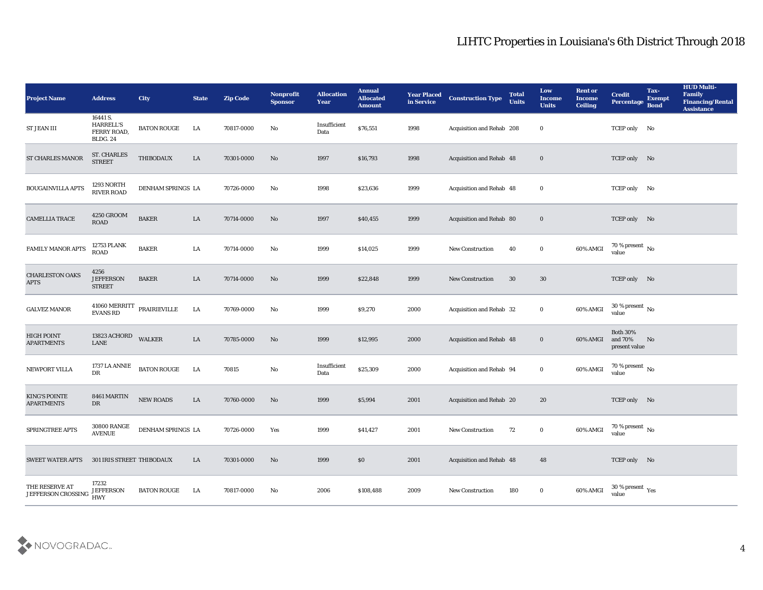# LIHTC Properties in Louisiana's 6th District Through 2018

| Project Name | Address | City | State | Zip Code | Nonprofit Sponsor | Allocation Year | Annual Allocated Amount | Year Placed in Service | Construction Type | Total Units | Low Income Units | Rent or Income Ceiling | Credit Percentage | Tax-Exempt Bond | HUD Multi-Family Financing/Rental Assistance |
|---|---|---|---|---|---|---|---|---|---|---|---|---|---|---|---|
| ST JEAN III | 16441 S. HARRELL'S FERRY ROAD, BLDG. 24 | BATON ROUGE | LA | 70817-0000 | No | Insufficient Data | $76,551 | 1998 | Acquisition and Rehab | 208 | 0 | | TCEP only | No | |
| ST CHARLES MANOR | ST. CHARLES STREET | THIBODAUX | LA | 70301-0000 | No | 1997 | $16,793 | 1998 | Acquisition and Rehab | 48 | 0 | | TCEP only | No | |
| BOUGAINVILLA APTS | 1293 NORTH RIVER ROAD | DENHAM SPRINGS | LA | 70726-0000 | No | 1998 | $23,636 | 1999 | Acquisition and Rehab | 48 | 0 | | TCEP only | No | |
| CAMELLIA TRACE | 4250 GROOM ROAD | BAKER | LA | 70714-0000 | No | 1997 | $40,455 | 1999 | Acquisition and Rehab | 80 | 0 | | TCEP only | No | |
| FAMILY MANOR APTS | 12753 PLANK ROAD | BAKER | LA | 70714-0000 | No | 1999 | $14,025 | 1999 | New Construction | 40 | 0 | 60% AMGI | 70 % present value | No | |
| CHARLESTON OAKS APTS | 4256 JEFFERSON STREET | BAKER | LA | 70714-0000 | No | 1999 | $22,848 | 1999 | New Construction | 30 | 30 | | TCEP only | No | |
| GALVEZ MANOR | 41060 MERRITT EVANS RD | PRAIRIEVILLE | LA | 70769-0000 | No | 1999 | $9,270 | 2000 | Acquisition and Rehab | 32 | 0 | 60% AMGI | 30 % present value | No | |
| HIGH POINT APARTMENTS | 13823 ACHORD LANE | WALKER | LA | 70785-0000 | No | 1999 | $12,995 | 2000 | Acquisition and Rehab | 48 | 0 | 60% AMGI | Both 30% and 70% present value | No | |
| NEWPORT VILLA | 1737 LA ANNIE DR | BATON ROUGE | LA | 70815 | No | Insufficient Data | $25,309 | 2000 | Acquisition and Rehab | 94 | 0 | 60% AMGI | 70 % present value | No | |
| KING'S POINTE APARTMENTS | 8461 MARTIN DR | NEW ROADS | LA | 70760-0000 | No | 1999 | $5,994 | 2001 | Acquisition and Rehab | 20 | 20 | | TCEP only | No | |
| SPRINGTREE APTS | 30800 RANGE AVENUE | DENHAM SPRINGS | LA | 70726-0000 | Yes | 1999 | $41,427 | 2001 | New Construction | 72 | 0 | 60% AMGI | 70 % present value | No | |
| SWEET WATER APTS | 301 IRIS STREET | THIBODAUX | LA | 70301-0000 | No | 1999 | $0 | 2001 | Acquisition and Rehab | 48 | 48 | | TCEP only | No | |
| THE RESERVE AT JEFFERSON CROSSING | 17232 JEFFERSON HWY | BATON ROUGE | LA | 70817-0000 | No | 2006 | $108,488 | 2009 | New Construction | 180 | 0 | 60% AMGI | 30 % present value | Yes | |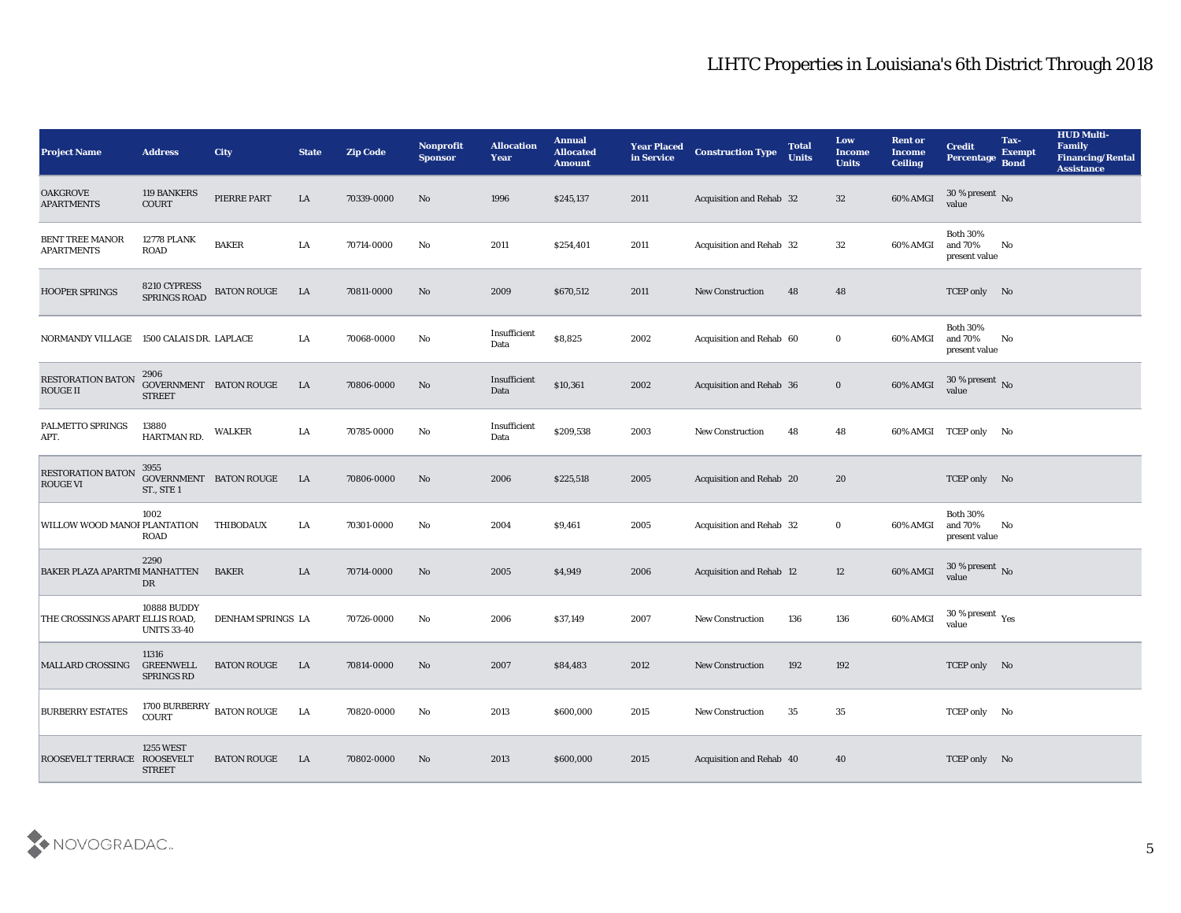# LIHTC Properties in Louisiana's 6th District Through 2018

| Project Name | Address | City | State | Zip Code | Nonprofit Sponsor | Allocation Year | Annual Allocated Amount | Year Placed in Service | Construction Type | Total Units | Low Income Units | Rent or Income Ceiling | Credit Percentage | Tax-Exempt Bond | HUD Multi-Family Financing/Rental Assistance |
|---|---|---|---|---|---|---|---|---|---|---|---|---|---|---|---|
| OAKGROVE APARTMENTS | 119 BANKERS COURT | PIERRE PART | LA | 70339-0000 | No | 1996 | $245,137 | 2011 | Acquisition and Rehab | 32 | 32 | 60% AMGI | 30 % present value | No | |
| BENT TREE MANOR APARTMENTS | 12778 PLANK ROAD | BAKER | LA | 70714-0000 | No | 2011 | $254,401 | 2011 | Acquisition and Rehab | 32 | 32 | 60% AMGI | Both 30% and 70% present value | No | |
| HOOPER SPRINGS | 8210 CYPRESS SPRINGS ROAD | BATON ROUGE | LA | 70811-0000 | No | 2009 | $670,512 | 2011 | New Construction | 48 | 48 | | TCEP only | No | |
| NORMANDY VILLAGE | 1500 CALAIS DR. | LAPLACE | LA | 70068-0000 | No | Insufficient Data | $8,825 | 2002 | Acquisition and Rehab | 60 | 0 | 60% AMGI | Both 30% and 70% present value | No | |
| RESTORATION BATON ROUGE II | 2906 GOVERNMENT STREET | BATON ROUGE | LA | 70806-0000 | No | Insufficient Data | $10,361 | 2002 | Acquisition and Rehab | 36 | 0 | 60% AMGI | 30 % present value | No | |
| PALMETTO SPRINGS APT. | 13880 HARTMAN RD. | WALKER | LA | 70785-0000 | No | Insufficient Data | $209,538 | 2003 | New Construction | 48 | 48 | 60% AMGI | TCEP only | No | |
| RESTORATION BATON ROUGE VI | 3955 GOVERNMENT ST., STE 1 | BATON ROUGE | LA | 70806-0000 | No | 2006 | $225,518 | 2005 | Acquisition and Rehab | 20 | 20 | | TCEP only | No | |
| WILLOW WOOD MANOI | 1002 PLANTATION ROAD | THIBODAUX | LA | 70301-0000 | No | 2004 | $9,461 | 2005 | Acquisition and Rehab | 32 | 0 | 60% AMGI | Both 30% and 70% present value | No | |
| BAKER PLAZA APARTMI | 2290 MANHATTEN DR | BAKER | LA | 70714-0000 | No | 2005 | $4,949 | 2006 | Acquisition and Rehab | 12 | 12 | 60% AMGI | 30 % present value | No | |
| THE CROSSINGS APART | 10888 BUDDY ELLIS ROAD, UNITS 33-40 | DENHAM SPRINGS | LA | 70726-0000 | No | 2006 | $37,149 | 2007 | New Construction | 136 | 136 | 60% AMGI | 30 % present value | Yes | |
| MALLARD CROSSING | 11316 GREENWELL SPRINGS RD | BATON ROUGE | LA | 70814-0000 | No | 2007 | $84,483 | 2012 | New Construction | 192 | 192 | | TCEP only | No | |
| BURBERRY ESTATES | 1700 BURBERRY COURT | BATON ROUGE | LA | 70820-0000 | No | 2013 | $600,000 | 2015 | New Construction | 35 | 35 | | TCEP only | No | |
| ROOSEVELT TERRACE | 1255 WEST ROOSEVELT STREET | BATON ROUGE | LA | 70802-0000 | No | 2013 | $600,000 | 2015 | Acquisition and Rehab | 40 | 40 | | TCEP only | No | |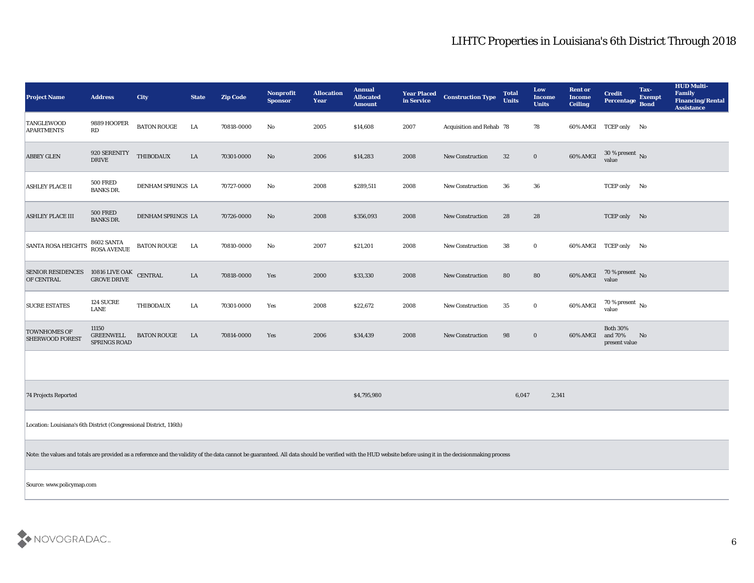# LIHTC Properties in Louisiana's 6th District Through 2018

| Project Name | Address | City | State | Zip Code | Nonprofit Sponsor | Allocation Year | Annual Allocated Amount | Year Placed in Service | Construction Type | Total Units | Low Income Units | Rent or Income Ceiling | Credit Percentage | Tax-Exempt Bond | HUD Multi-Family Financing/Rental Assistance |
|---|---|---|---|---|---|---|---|---|---|---|---|---|---|---|---|
| TANGLEWOOD APARTMENTS | 9889 HOOPER RD | BATON ROUGE | LA | 70818-0000 | No | 2005 | $14,608 | 2007 | Acquisition and Rehab | 78 | 78 | 60% AMGI | TCEP only | No | |
| ABBEY GLEN | 920 SERENITY DRIVE | THIBODAUX | LA | 70301-0000 | No | 2006 | $14,283 | 2008 | New Construction | 32 | 0 | 60% AMGI | 30 % present value | No | |
| ASHLEY PLACE II | 500 FRED BANKS DR. | DENHAM SPRINGS | LA | 70727-0000 | No | 2008 | $289,511 | 2008 | New Construction | 36 | 36 | | TCEP only | No | |
| ASHLEY PLACE III | 500 FRED BANKS DR. | DENHAM SPRINGS | LA | 70726-0000 | No | 2008 | $356,093 | 2008 | New Construction | 28 | 28 | | TCEP only | No | |
| SANTA ROSA HEIGHTS | 8602 SANTA ROSA AVENUE | BATON ROUGE | LA | 70810-0000 | No | 2007 | $21,201 | 2008 | New Construction | 38 | 0 | 60% AMGI | TCEP only | No | |
| SENIOR RESIDENCES OF CENTRAL | 10816 LIVE OAK GROVE DRIVE | CENTRAL | LA | 70818-0000 | Yes | 2000 | $33,330 | 2008 | New Construction | 80 | 80 | 60% AMGI | 70 % present value | No | |
| SUCRE ESTATES | 124 SUCRE LANE | THIBODAUX | LA | 70301-0000 | Yes | 2008 | $22,672 | 2008 | New Construction | 35 | 0 | 60% AMGI | 70 % present value | No | |
| TOWNHOMES OF SHERWOOD FOREST | 11150 GREENWELL SPRINGS ROAD | BATON ROUGE | LA | 70814-0000 | Yes | 2006 | $34,439 | 2008 | New Construction | 98 | 0 | 60% AMGI | Both 30% and 70% present value | No | |
| | | | | | | | | | | | | | | | |
| 74 Projects Reported | | | | | | | $4,795,980 | | | 6,047 | 2,341 | | | | |

Location: Louisiana's 6th District (Congressional District, 116th)

Note: the values and totals are provided as a reference and the validity of the data cannot be guaranteed. All data should be verified with the HUD website before using it in the decisionmaking process

Source: www.policymap.com